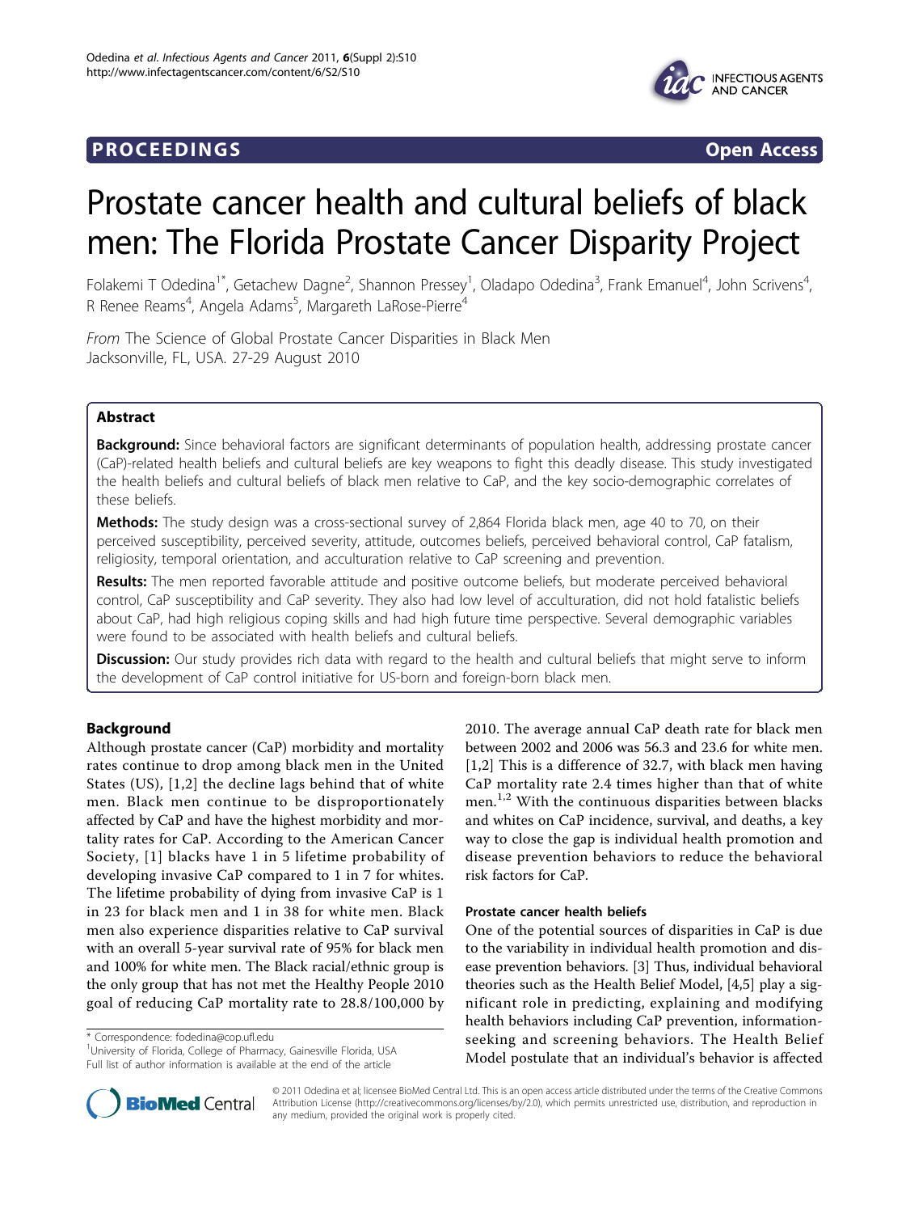**PROCEEDINGS** **Open Access**

# Prostate cancer health and cultural beliefs of black men: The Florida Prostate Cancer Disparity Project

Folakemi T Odedina[1*], Getachew Dagne[2], Shannon Pressey[1], Oladapo Odedina[3], Frank Emanuel[4], John Scrivens[4], R Renee Reams[4], Angela Adams[5], Margareth LaRose-Pierre[4]

*From* The Science of Global Prostate Cancer Disparities in Black Men
Jacksonville, FL, USA. 27-29 August 2010

## Abstract

**Background:** Since behavioral factors are significant determinants of population health, addressing prostate cancer (CaP)-related health beliefs and cultural beliefs are key weapons to fight this deadly disease. This study investigated the health beliefs and cultural beliefs of black men relative to CaP, and the key socio-demographic correlates of these beliefs.

**Methods:** The study design was a cross-sectional survey of 2,864 Florida black men, age 40 to 70, on their perceived susceptibility, perceived severity, attitude, outcomes beliefs, perceived behavioral control, CaP fatalism, religiosity, temporal orientation, and acculturation relative to CaP screening and prevention.

**Results:** The men reported favorable attitude and positive outcome beliefs, but moderate perceived behavioral control, CaP susceptibility and CaP severity. They also had low level of acculturation, did not hold fatalistic beliefs about CaP, had high religious coping skills and had high future time perspective. Several demographic variables were found to be associated with health beliefs and cultural beliefs.

**Discussion:** Our study provides rich data with regard to the health and cultural beliefs that might serve to inform the development of CaP control initiative for US-born and foreign-born black men.

## Background

Although prostate cancer (CaP) morbidity and mortality rates continue to drop among black men in the United States (US), [1,2] the decline lags behind that of white men. Black men continue to be disproportionately affected by CaP and have the highest morbidity and mortality rates for CaP. According to the American Cancer Society, [1] blacks have 1 in 5 lifetime probability of developing invasive CaP compared to 1 in 7 for whites. The lifetime probability of dying from invasive CaP is 1 in 23 for black men and 1 in 38 for white men. Black men also experience disparities relative to CaP survival with an overall 5-year survival rate of 95% for black men and 100% for white men. The Black racial/ethnic group is the only group that has not met the Healthy People 2010 goal of reducing CaP mortality rate to 28.8/100,000 by 2010. The average annual CaP death rate for black men between 2002 and 2006 was 56.3 and 23.6 for white men. [1,2] This is a difference of 32.7, with black men having CaP mortality rate 2.4 times higher than that of white men.[1,2] With the continuous disparities between blacks and whites on CaP incidence, survival, and deaths, a key way to close the gap is individual health promotion and disease prevention behaviors to reduce the behavioral risk factors for CaP.

### Prostate cancer health beliefs

One of the potential sources of disparities in CaP is due to the variability in individual health promotion and disease prevention behaviors. [3] Thus, individual behavioral theories such as the Health Belief Model, [4,5] play a significant role in predicting, explaining and modifying health behaviors including CaP prevention, information-seeking and screening behaviors. The Health Belief Model postulate that an individual's behavior is affected

\* Correspondence: fodedina@cop.ufl.edu
[1]University of Florida, College of Pharmacy, Gainesville Florida, USA
Full list of author information is available at the end of the article

© 2011 Odedina et al; licensee BioMed Central Ltd. This is an open access article distributed under the terms of the Creative Commons Attribution License (http://creativecommons.org/licenses/by/2.0), which permits unrestricted use, distribution, and reproduction in any medium, provided the original work is properly cited.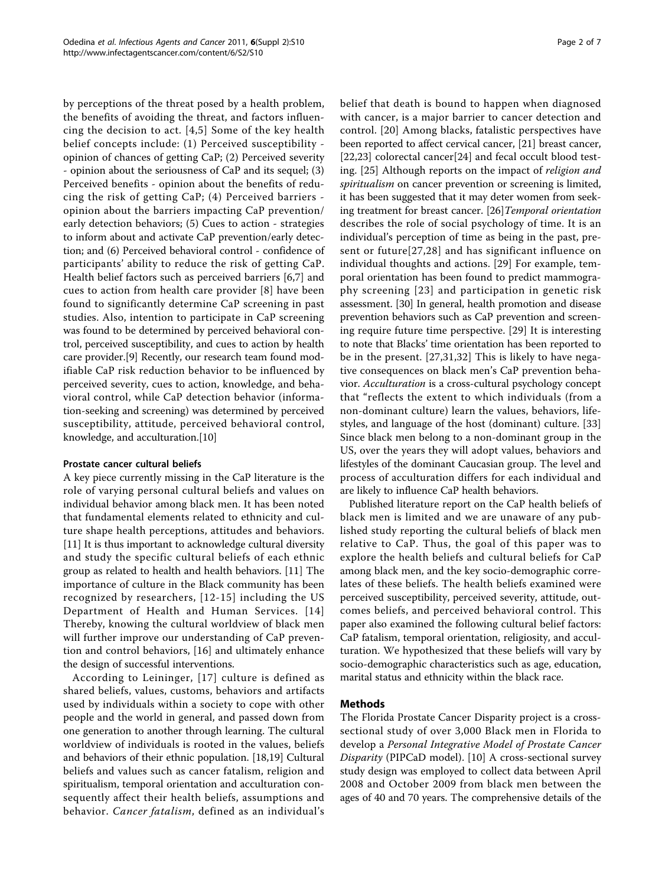by perceptions of the threat posed by a health problem, the benefits of avoiding the threat, and factors influencing the decision to act. [4,5] Some of the key health belief concepts include: (1) Perceived susceptibility - opinion of chances of getting CaP; (2) Perceived severity - opinion about the seriousness of CaP and its sequel; (3) Perceived benefits - opinion about the benefits of reducing the risk of getting CaP; (4) Perceived barriers - opinion about the barriers impacting CaP prevention/early detection behaviors; (5) Cues to action - strategies to inform about and activate CaP prevention/early detection; and (6) Perceived behavioral control - confidence of participants' ability to reduce the risk of getting CaP. Health belief factors such as perceived barriers [6,7] and cues to action from health care provider [8] have been found to significantly determine CaP screening in past studies. Also, intention to participate in CaP screening was found to be determined by perceived behavioral control, perceived susceptibility, and cues to action by health care provider.[9] Recently, our research team found modifiable CaP risk reduction behavior to be influenced by perceived severity, cues to action, knowledge, and behavioral control, while CaP detection behavior (information-seeking and screening) was determined by perceived susceptibility, attitude, perceived behavioral control, knowledge, and acculturation.[10]

### Prostate cancer cultural beliefs

A key piece currently missing in the CaP literature is the role of varying personal cultural beliefs and values on individual behavior among black men. It has been noted that fundamental elements related to ethnicity and culture shape health perceptions, attitudes and behaviors. [11] It is thus important to acknowledge cultural diversity and study the specific cultural beliefs of each ethnic group as related to health and health behaviors. [11] The importance of culture in the Black community has been recognized by researchers, [12-15] including the US Department of Health and Human Services. [14] Thereby, knowing the cultural worldview of black men will further improve our understanding of CaP prevention and control behaviors, [16] and ultimately enhance the design of successful interventions.

According to Leininger, [17] culture is defined as shared beliefs, values, customs, behaviors and artifacts used by individuals within a society to cope with other people and the world in general, and passed down from one generation to another through learning. The cultural worldview of individuals is rooted in the values, beliefs and behaviors of their ethnic population. [18,19] Cultural beliefs and values such as cancer fatalism, religion and spiritualism, temporal orientation and acculturation consequently affect their health beliefs, assumptions and behavior. *Cancer fatalism*, defined as an individual's belief that death is bound to happen when diagnosed with cancer, is a major barrier to cancer detection and control. [20] Among blacks, fatalistic perspectives have been reported to affect cervical cancer, [21] breast cancer, [22,23] colorectal cancer[24] and fecal occult blood testing. [25] Although reports on the impact of *religion and spiritualism* on cancer prevention or screening is limited, it has been suggested that it may deter women from seeking treatment for breast cancer. [26]*Temporal orientation* describes the role of social psychology of time. It is an individual's perception of time as being in the past, present or future[27,28] and has significant influence on individual thoughts and actions. [29] For example, temporal orientation has been found to predict mammography screening [23] and participation in genetic risk assessment. [30] In general, health promotion and disease prevention behaviors such as CaP prevention and screening require future time perspective. [29] It is interesting to note that Blacks' time orientation has been reported to be in the present. [27,31,32] This is likely to have negative consequences on black men's CaP prevention behavior. *Acculturation* is a cross-cultural psychology concept that "reflects the extent to which individuals (from a non-dominant culture) learn the values, behaviors, lifestyles, and language of the host (dominant) culture. [33] Since black men belong to a non-dominant group in the US, over the years they will adopt values, behaviors and lifestyles of the dominant Caucasian group. The level and process of acculturation differs for each individual and are likely to influence CaP health behaviors.

Published literature report on the CaP health beliefs of black men is limited and we are unaware of any published study reporting the cultural beliefs of black men relative to CaP. Thus, the goal of this paper was to explore the health beliefs and cultural beliefs for CaP among black men, and the key socio-demographic correlates of these beliefs. The health beliefs examined were perceived susceptibility, perceived severity, attitude, outcomes beliefs, and perceived behavioral control. This paper also examined the following cultural belief factors: CaP fatalism, temporal orientation, religiosity, and acculturation. We hypothesized that these beliefs will vary by socio-demographic characteristics such as age, education, marital status and ethnicity within the black race.

## Methods

The Florida Prostate Cancer Disparity project is a cross-sectional study of over 3,000 Black men in Florida to develop a *Personal Integrative Model of Prostate Cancer Disparity* (PIPCaD model). [10] A cross-sectional survey study design was employed to collect data between April 2008 and October 2009 from black men between the ages of 40 and 70 years. The comprehensive details of the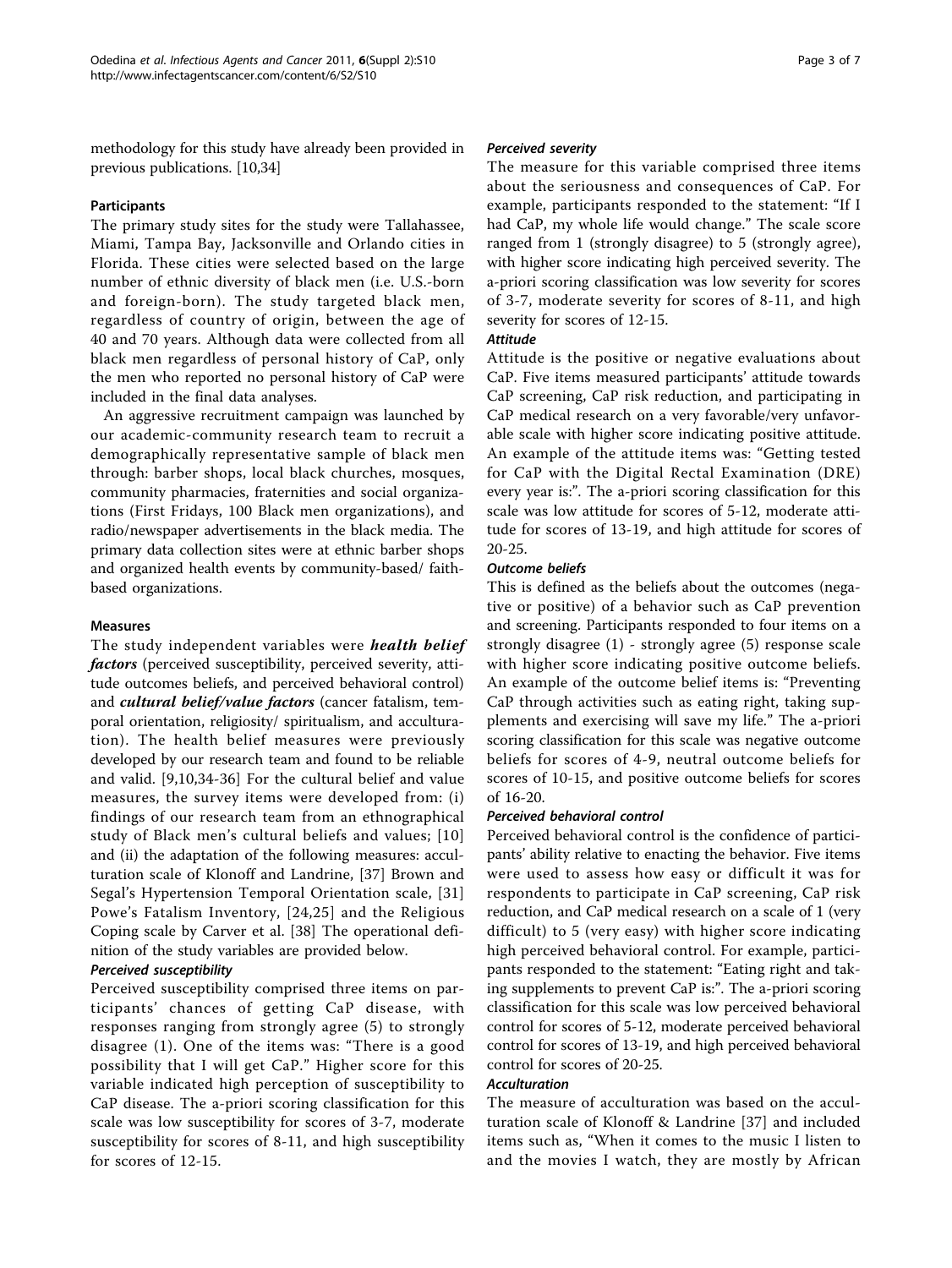methodology for this study have already been provided in previous publications. [10,34]

### Participants

The primary study sites for the study were Tallahassee, Miami, Tampa Bay, Jacksonville and Orlando cities in Florida. These cities were selected based on the large number of ethnic diversity of black men (i.e. U.S.-born and foreign-born). The study targeted black men, regardless of country of origin, between the age of 40 and 70 years. Although data were collected from all black men regardless of personal history of CaP, only the men who reported no personal history of CaP were included in the final data analyses.

An aggressive recruitment campaign was launched by our academic-community research team to recruit a demographically representative sample of black men through: barber shops, local black churches, mosques, community pharmacies, fraternities and social organizations (First Fridays, 100 Black men organizations), and radio/newspaper advertisements in the black media. The primary data collection sites were at ethnic barber shops and organized health events by community-based/ faith-based organizations.

### Measures

The study independent variables were ***health belief factors*** (perceived susceptibility, perceived severity, attitude outcomes beliefs, and perceived behavioral control) and ***cultural belief/value factors*** (cancer fatalism, temporal orientation, religiosity/ spiritualism, and acculturation). The health belief measures were previously developed by our research team and found to be reliable and valid. [9,10,34-36] For the cultural belief and value measures, the survey items were developed from: (i) findings of our research team from an ethnographical study of Black men's cultural beliefs and values; [10] and (ii) the adaptation of the following measures: acculturation scale of Klonoff and Landrine, [37] Brown and Segal's Hypertension Temporal Orientation scale, [31] Powe's Fatalism Inventory, [24,25] and the Religious Coping scale by Carver et al. [38] The operational definition of the study variables are provided below.

#### *Perceived susceptibility*

Perceived susceptibility comprised three items on participants' chances of getting CaP disease, with responses ranging from strongly agree (5) to strongly disagree (1). One of the items was: "There is a good possibility that I will get CaP." Higher score for this variable indicated high perception of susceptibility to CaP disease. The a-priori scoring classification for this scale was low susceptibility for scores of 3-7, moderate susceptibility for scores of 8-11, and high susceptibility for scores of 12-15.

#### *Perceived severity*

The measure for this variable comprised three items about the seriousness and consequences of CaP. For example, participants responded to the statement: "If I had CaP, my whole life would change." The scale score ranged from 1 (strongly disagree) to 5 (strongly agree), with higher score indicating high perceived severity. The a-priori scoring classification was low severity for scores of 3-7, moderate severity for scores of 8-11, and high severity for scores of 12-15.

#### *Attitude*

Attitude is the positive or negative evaluations about CaP. Five items measured participants' attitude towards CaP screening, CaP risk reduction, and participating in CaP medical research on a very favorable/very unfavorable scale with higher score indicating positive attitude. An example of the attitude items was: "Getting tested for CaP with the Digital Rectal Examination (DRE) every year is:". The a-priori scoring classification for this scale was low attitude for scores of 5-12, moderate attitude for scores of 13-19, and high attitude for scores of 20-25.

#### *Outcome beliefs*

This is defined as the beliefs about the outcomes (negative or positive) of a behavior such as CaP prevention and screening. Participants responded to four items on a strongly disagree (1) - strongly agree (5) response scale with higher score indicating positive outcome beliefs. An example of the outcome belief items is: "Preventing CaP through activities such as eating right, taking supplements and exercising will save my life." The a-priori scoring classification for this scale was negative outcome beliefs for scores of 4-9, neutral outcome beliefs for scores of 10-15, and positive outcome beliefs for scores of 16-20.

#### *Perceived behavioral control*

Perceived behavioral control is the confidence of participants' ability relative to enacting the behavior. Five items were used to assess how easy or difficult it was for respondents to participate in CaP screening, CaP risk reduction, and CaP medical research on a scale of 1 (very difficult) to 5 (very easy) with higher score indicating high perceived behavioral control. For example, participants responded to the statement: "Eating right and taking supplements to prevent CaP is:". The a-priori scoring classification for this scale was low perceived behavioral control for scores of 5-12, moderate perceived behavioral control for scores of 13-19, and high perceived behavioral control for scores of 20-25.

#### *Acculturation*

The measure of acculturation was based on the acculturation scale of Klonoff & Landrine [37] and included items such as, "When it comes to the music I listen to and the movies I watch, they are mostly by African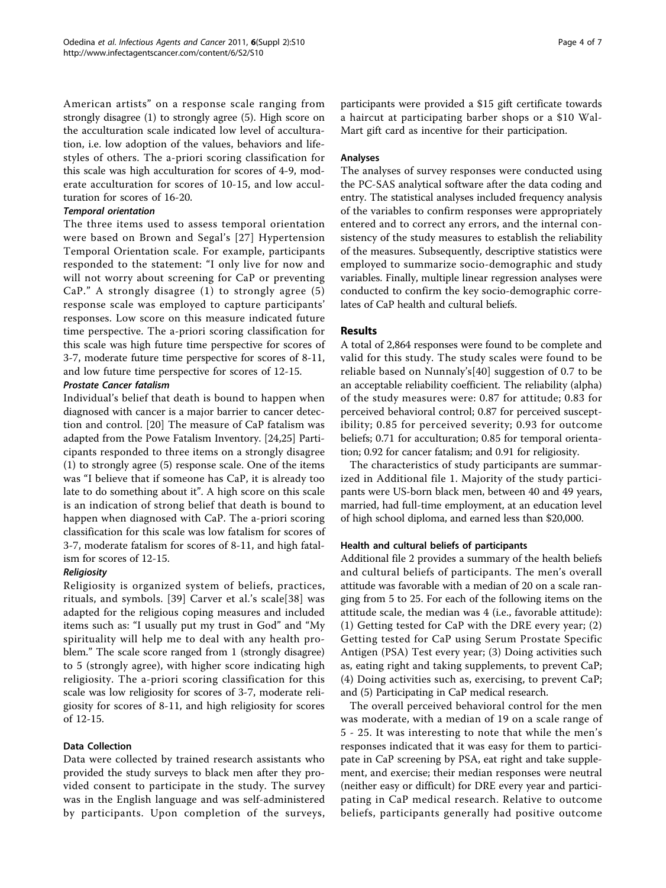American artists" on a response scale ranging from strongly disagree (1) to strongly agree (5). High score on the acculturation scale indicated low level of acculturation, i.e. low adoption of the values, behaviors and lifestyles of others. The a-priori scoring classification for this scale was high acculturation for scores of 4-9, moderate acculturation for scores of 10-15, and low acculturation for scores of 16-20.

#### *Temporal orientation*

The three items used to assess temporal orientation were based on Brown and Segal's [27] Hypertension Temporal Orientation scale. For example, participants responded to the statement: "I only live for now and will not worry about screening for CaP or preventing CaP." A strongly disagree (1) to strongly agree (5) response scale was employed to capture participants' responses. Low score on this measure indicated future time perspective. The a-priori scoring classification for this scale was high future time perspective for scores of 3-7, moderate future time perspective for scores of 8-11, and low future time perspective for scores of 12-15.

#### *Prostate Cancer fatalism*

Individual's belief that death is bound to happen when diagnosed with cancer is a major barrier to cancer detection and control. [20] The measure of CaP fatalism was adapted from the Powe Fatalism Inventory. [24,25] Participants responded to three items on a strongly disagree (1) to strongly agree (5) response scale. One of the items was "I believe that if someone has CaP, it is already too late to do something about it". A high score on this scale is an indication of strong belief that death is bound to happen when diagnosed with CaP. The a-priori scoring classification for this scale was low fatalism for scores of 3-7, moderate fatalism for scores of 8-11, and high fatalism for scores of 12-15.

#### *Religiosity*

Religiosity is organized system of beliefs, practices, rituals, and symbols. [39] Carver et al.'s scale[38] was adapted for the religious coping measures and included items such as: "I usually put my trust in God" and "My spirituality will help me to deal with any health problem." The scale score ranged from 1 (strongly disagree) to 5 (strongly agree), with higher score indicating high religiosity. The a-priori scoring classification for this scale was low religiosity for scores of 3-7, moderate religiosity for scores of 8-11, and high religiosity for scores of 12-15.

### Data Collection

Data were collected by trained research assistants who provided the study surveys to black men after they provided consent to participate in the study. The survey was in the English language and was self-administered by participants. Upon completion of the surveys, participants were provided a $15 gift certificate towards a haircut at participating barber shops or a $10 Wal-Mart gift card as incentive for their participation.

### Analyses

The analyses of survey responses were conducted using the PC-SAS analytical software after the data coding and entry. The statistical analyses included frequency analysis of the variables to confirm responses were appropriately entered and to correct any errors, and the internal consistency of the study measures to establish the reliability of the measures. Subsequently, descriptive statistics were employed to summarize socio-demographic and study variables. Finally, multiple linear regression analyses were conducted to confirm the key socio-demographic correlates of CaP health and cultural beliefs.

## Results

A total of 2,864 responses were found to be complete and valid for this study. The study scales were found to be reliable based on Nunnaly's[40] suggestion of 0.7 to be an acceptable reliability coefficient. The reliability (alpha) of the study measures were: 0.87 for attitude; 0.83 for perceived behavioral control; 0.87 for perceived susceptibility; 0.85 for perceived severity; 0.93 for outcome beliefs; 0.71 for acculturation; 0.85 for temporal orientation; 0.92 for cancer fatalism; and 0.91 for religiosity.

The characteristics of study participants are summarized in Additional file 1. Majority of the study participants were US-born black men, between 40 and 49 years, married, had full-time employment, at an education level of high school diploma, and earned less than $20,000.

### Health and cultural beliefs of participants

Additional file 2 provides a summary of the health beliefs and cultural beliefs of participants. The men's overall attitude was favorable with a median of 20 on a scale ranging from 5 to 25. For each of the following items on the attitude scale, the median was 4 (i.e., favorable attitude): (1) Getting tested for CaP with the DRE every year; (2) Getting tested for CaP using Serum Prostate Specific Antigen (PSA) Test every year; (3) Doing activities such as, eating right and taking supplements, to prevent CaP; (4) Doing activities such as, exercising, to prevent CaP; and (5) Participating in CaP medical research.

The overall perceived behavioral control for the men was moderate, with a median of 19 on a scale range of 5 - 25. It was interesting to note that while the men's responses indicated that it was easy for them to participate in CaP screening by PSA, eat right and take supplement, and exercise; their median responses were neutral (neither easy or difficult) for DRE every year and participating in CaP medical research. Relative to outcome beliefs, participants generally had positive outcome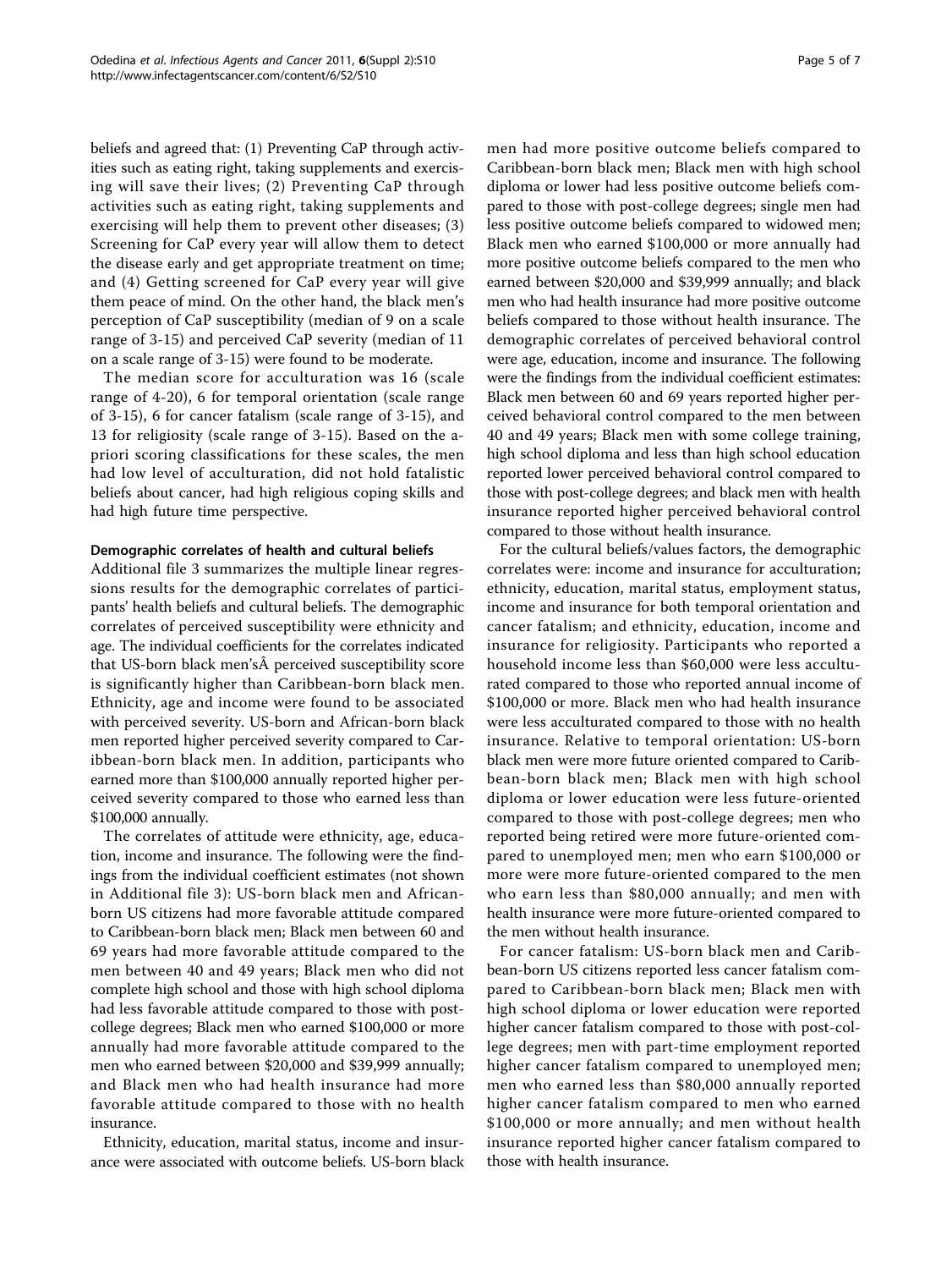beliefs and agreed that: (1) Preventing CaP through activities such as eating right, taking supplements and exercising will save their lives; (2) Preventing CaP through activities such as eating right, taking supplements and exercising will help them to prevent other diseases; (3) Screening for CaP every year will allow them to detect the disease early and get appropriate treatment on time; and (4) Getting screened for CaP every year will give them peace of mind. On the other hand, the black men's perception of CaP susceptibility (median of 9 on a scale range of 3-15) and perceived CaP severity (median of 11 on a scale range of 3-15) were found to be moderate.

The median score for acculturation was 16 (scale range of 4-20), 6 for temporal orientation (scale range of 3-15), 6 for cancer fatalism (scale range of 3-15), and 13 for religiosity (scale range of 3-15). Based on the a-priori scoring classifications for these scales, the men had low level of acculturation, did not hold fatalistic beliefs about cancer, had high religious coping skills and had high future time perspective.

#### Demographic correlates of health and cultural beliefs

Additional file 3 summarizes the multiple linear regressions results for the demographic correlates of participants' health beliefs and cultural beliefs. The demographic correlates of perceived susceptibility were ethnicity and age. The individual coefficients for the correlates indicated that US-born black men'sÂ perceived susceptibility score is significantly higher than Caribbean-born black men. Ethnicity, age and income were found to be associated with perceived severity. US-born and African-born black men reported higher perceived severity compared to Caribbean-born black men. In addition, participants who earned more than \$100,000 annually reported higher perceived severity compared to those who earned less than \$100,000 annually.

The correlates of attitude were ethnicity, age, education, income and insurance. The following were the findings from the individual coefficient estimates (not shown in Additional file 3): US-born black men and African-born US citizens had more favorable attitude compared to Caribbean-born black men; Black men between 60 and 69 years had more favorable attitude compared to the men between 40 and 49 years; Black men who did not complete high school and those with high school diploma had less favorable attitude compared to those with post-college degrees; Black men who earned \$100,000 or more annually had more favorable attitude compared to the men who earned between \$20,000 and \$39,999 annually; and Black men who had health insurance had more favorable attitude compared to those with no health insurance.

Ethnicity, education, marital status, income and insurance were associated with outcome beliefs. US-born black men had more positive outcome beliefs compared to Caribbean-born black men; Black men with high school diploma or lower had less positive outcome beliefs compared to those with post-college degrees; single men had less positive outcome beliefs compared to widowed men; Black men who earned \$100,000 or more annually had more positive outcome beliefs compared to the men who earned between \$20,000 and \$39,999 annually; and black men who had health insurance had more positive outcome beliefs compared to those without health insurance. The demographic correlates of perceived behavioral control were age, education, income and insurance. The following were the findings from the individual coefficient estimates: Black men between 60 and 69 years reported higher perceived behavioral control compared to the men between 40 and 49 years; Black men with some college training, high school diploma and less than high school education reported lower perceived behavioral control compared to those with post-college degrees; and black men with health insurance reported higher perceived behavioral control compared to those without health insurance.

For the cultural beliefs/values factors, the demographic correlates were: income and insurance for acculturation; ethnicity, education, marital status, employment status, income and insurance for both temporal orientation and cancer fatalism; and ethnicity, education, income and insurance for religiosity. Participants who reported a household income less than \$60,000 were less acculturated compared to those who reported annual income of \$100,000 or more. Black men who had health insurance were less acculturated compared to those with no health insurance. Relative to temporal orientation: US-born black men were more future oriented compared to Caribbean-born black men; Black men with high school diploma or lower education were less future-oriented compared to those with post-college degrees; men who reported being retired were more future-oriented compared to unemployed men; men who earn \$100,000 or more were more future-oriented compared to the men who earn less than \$80,000 annually; and men with health insurance were more future-oriented compared to the men without health insurance.

For cancer fatalism: US-born black men and Caribbean-born US citizens reported less cancer fatalism compared to Caribbean-born black men; Black men with high school diploma or lower education were reported higher cancer fatalism compared to those with post-college degrees; men with part-time employment reported higher cancer fatalism compared to unemployed men; men who earned less than \$80,000 annually reported higher cancer fatalism compared to men who earned \$100,000 or more annually; and men without health insurance reported higher cancer fatalism compared to those with health insurance.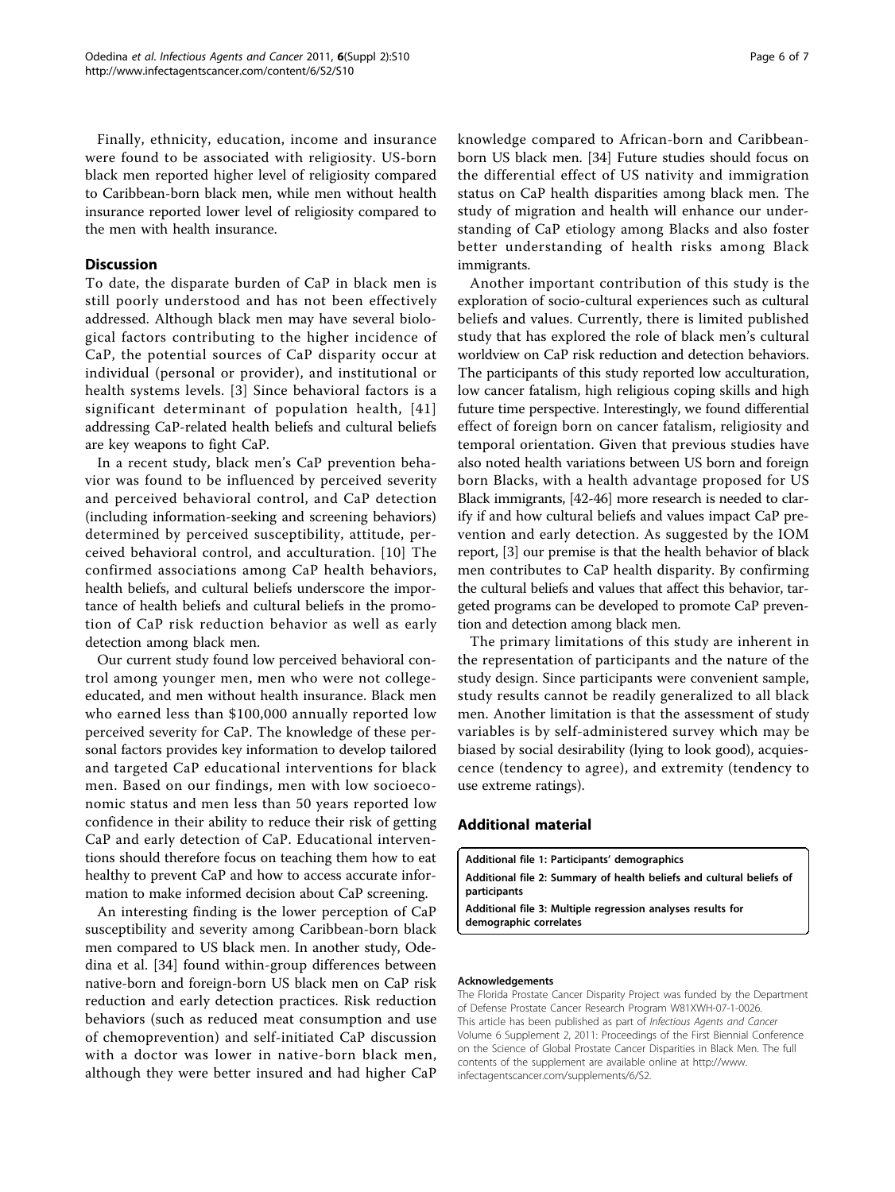Finally, ethnicity, education, income and insurance were found to be associated with religiosity. US-born black men reported higher level of religiosity compared to Caribbean-born black men, while men without health insurance reported lower level of religiosity compared to the men with health insurance.

## Discussion

To date, the disparate burden of CaP in black men is still poorly understood and has not been effectively addressed. Although black men may have several biological factors contributing to the higher incidence of CaP, the potential sources of CaP disparity occur at individual (personal or provider), and institutional or health systems levels. [3] Since behavioral factors is a significant determinant of population health, [41] addressing CaP-related health beliefs and cultural beliefs are key weapons to fight CaP.

In a recent study, black men's CaP prevention behavior was found to be influenced by perceived severity and perceived behavioral control, and CaP detection (including information-seeking and screening behaviors) determined by perceived susceptibility, attitude, perceived behavioral control, and acculturation. [10] The confirmed associations among CaP health behaviors, health beliefs, and cultural beliefs underscore the importance of health beliefs and cultural beliefs in the promotion of CaP risk reduction behavior as well as early detection among black men.

Our current study found low perceived behavioral control among younger men, men who were not college-educated, and men without health insurance. Black men who earned less than $100,000 annually reported low perceived severity for CaP. The knowledge of these personal factors provides key information to develop tailored and targeted CaP educational interventions for black men. Based on our findings, men with low socioeconomic status and men less than 50 years reported low confidence in their ability to reduce their risk of getting CaP and early detection of CaP. Educational interventions should therefore focus on teaching them how to eat healthy to prevent CaP and how to access accurate information to make informed decision about CaP screening.

An interesting finding is the lower perception of CaP susceptibility and severity among Caribbean-born black men compared to US black men. In another study, Odedina et al. [34] found within-group differences between native-born and foreign-born US black men on CaP risk reduction and early detection practices. Risk reduction behaviors (such as reduced meat consumption and use of chemoprevention) and self-initiated CaP discussion with a doctor was lower in native-born black men, although they were better insured and had higher CaP knowledge compared to African-born and Caribbean-born US black men. [34] Future studies should focus on the differential effect of US nativity and immigration status on CaP health disparities among black men. The study of migration and health will enhance our understanding of CaP etiology among Blacks and also foster better understanding of health risks among Black immigrants.

Another important contribution of this study is the exploration of socio-cultural experiences such as cultural beliefs and values. Currently, there is limited published study that has explored the role of black men's cultural worldview on CaP risk reduction and detection behaviors. The participants of this study reported low acculturation, low cancer fatalism, high religious coping skills and high future time perspective. Interestingly, we found differential effect of foreign born on cancer fatalism, religiosity and temporal orientation. Given that previous studies have also noted health variations between US born and foreign born Blacks, with a health advantage proposed for US Black immigrants, [42-46] more research is needed to clarify if and how cultural beliefs and values impact CaP prevention and early detection. As suggested by the IOM report, [3] our premise is that the health behavior of black men contributes to CaP health disparity. By confirming the cultural beliefs and values that affect this behavior, targeted programs can be developed to promote CaP prevention and detection among black men.

The primary limitations of this study are inherent in the representation of participants and the nature of the study design. Since participants were convenient sample, study results cannot be readily generalized to all black men. Another limitation is that the assessment of study variables is by self-administered survey which may be biased by social desirability (lying to look good), acquiescence (tendency to agree), and extremity (tendency to use extreme ratings).

## Additional material

**Additional file 1: Participants' demographics**

**Additional file 2: Summary of health beliefs and cultural beliefs of participants**

**Additional file 3: Multiple regression analyses results for demographic correlates**

#### Acknowledgements

The Florida Prostate Cancer Disparity Project was funded by the Department of Defense Prostate Cancer Research Program W81XWH-07-1-0026.
This article has been published as part of *Infectious Agents and Cancer* Volume 6 Supplement 2, 2011: Proceedings of the First Biennial Conference on the Science of Global Prostate Cancer Disparities in Black Men. The full contents of the supplement are available online at http://www.infectagentscancer.com/supplements/6/S2.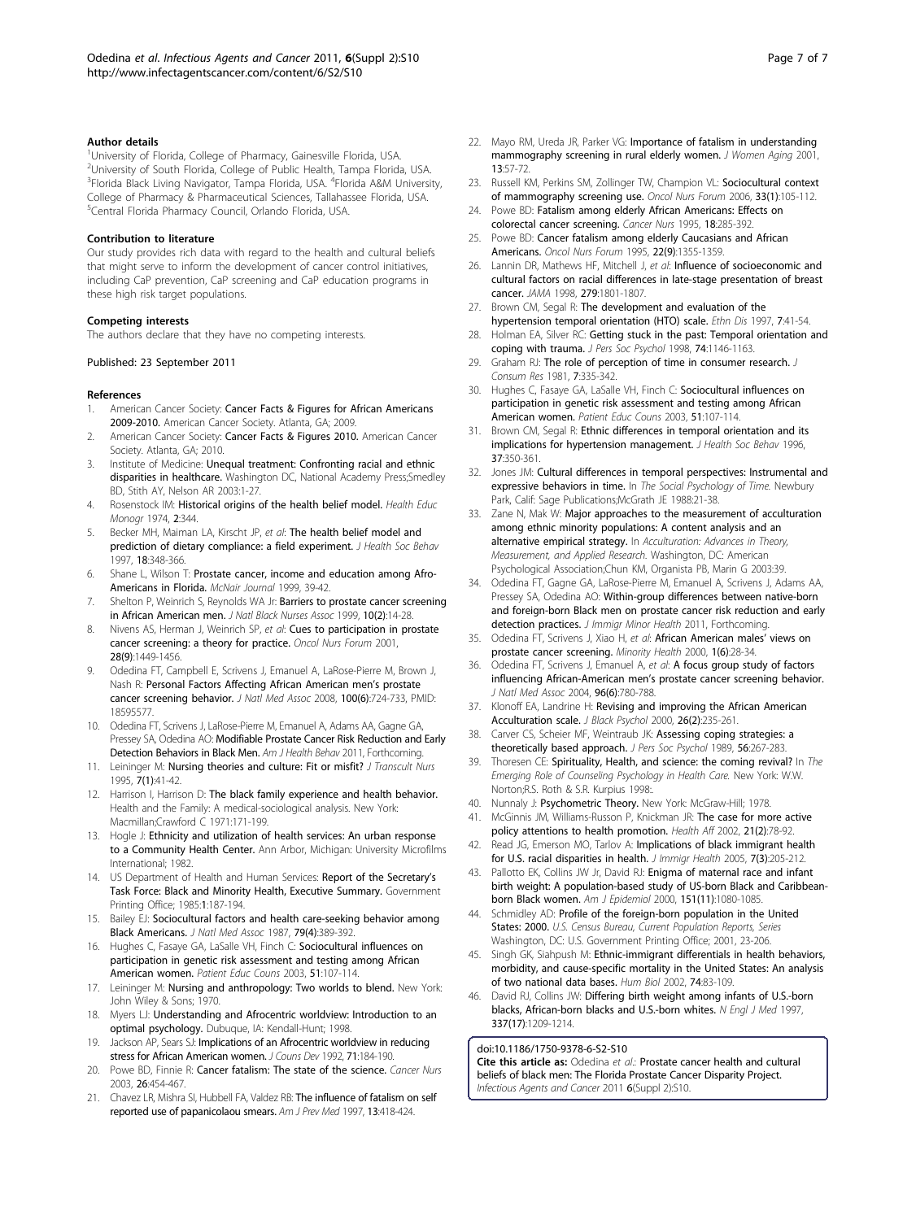#### Author details

[1]University of Florida, College of Pharmacy, Gainesville Florida, USA. [2]University of South Florida, College of Public Health, Tampa Florida, USA. [3]Florida Black Living Navigator, Tampa Florida, USA. [4]Florida A&M University, College of Pharmacy & Pharmaceutical Sciences, Tallahassee Florida, USA. [5]Central Florida Pharmacy Council, Orlando Florida, USA.

#### Contribution to literature

Our study provides rich data with regard to the health and cultural beliefs that might serve to inform the development of cancer control initiatives, including CaP prevention, CaP screening and CaP education programs in these high risk target populations.

#### Competing interests

The authors declare that they have no competing interests.

Published: 23 September 2011

#### References

1. American Cancer Society: **Cancer Facts & Figures for African Americans 2009-2010.** American Cancer Society. Atlanta, GA; 2009.
2. American Cancer Society: **Cancer Facts & Figures 2010.** American Cancer Society. Atlanta, GA; 2010.
3. Institute of Medicine: **Unequal treatment: Confronting racial and ethnic disparities in healthcare.** Washington DC, National Academy Press;Smedley BD, Stith AY, Nelson AR 2003:1-27.
4. Rosenstock IM: **Historical origins of the health belief model.** *Health Educ Monogr* 1974, **2**:344.
5. Becker MH, Maiman LA, Kirscht JP, *et al*: **The health belief model and prediction of dietary compliance: a field experiment.** *J Health Soc Behav* 1997, **18**:348-366.
6. Shane L, Wilson T: **Prostate cancer, income and education among Afro-Americans in Florida.** *McNair Journal* 1999, 39-42.
7. Shelton P, Weinrich S, Reynolds WA Jr: **Barriers to prostate cancer screening in African American men.** *J Natl Black Nurses Assoc* 1999, **10(2)**:14-28.
8. Nivens AS, Herman J, Weinrich SP, *et al*: **Cues to participation in prostate cancer screening: a theory for practice.** *Oncol Nurs Forum* 2001, **28(9)**:1449-1456.
9. Odedina FT, Campbell E, Scrivens J, Emanuel A, LaRose-Pierre M, Brown J, Nash R: **Personal Factors Affecting African American men's prostate cancer screening behavior.** *J Natl Med Assoc* 2008, **100(6)**:724-733, PMID: 18595577.
10. Odedina FT, Scrivens J, LaRose-Pierre M, Emanuel A, Adams AA, Gagne GA, Pressey SA, Odedina AO: **Modifiable Prostate Cancer Risk Reduction and Early Detection Behaviors in Black Men.** *Am J Health Behav* 2011, Forthcoming.
11. Leininger M: **Nursing theories and culture: Fit or misfit?** *J Transcult Nurs* 1995, **7(1)**:41-42.
12. Harrison I, Harrison D: **The black family experience and health behavior.** Health and the Family: A medical-sociological analysis. New York: Macmillan;Crawford C 1971:171-199.
13. Hogle J: **Ethnicity and utilization of health services: An urban response to a Community Health Center.** Ann Arbor, Michigan: University Microfilms International; 1982.
14. US Department of Health and Human Services: **Report of the Secretary's Task Force: Black and Minority Health, Executive Summary.** Government Printing Office; 1985:**1**:187-194.
15. Bailey EJ: **Sociocultural factors and health care-seeking behavior among Black Americans.** *J Natl Med Assoc* 1987, **79(4)**:389-392.
16. Hughes C, Fasaye GA, LaSalle VH, Finch C: **Sociocultural influences on participation in genetic risk assessment and testing among African American women.** *Patient Educ Couns* 2003, **51**:107-114.
17. Leininger M: **Nursing and anthropology: Two worlds to blend.** New York: John Wiley & Sons; 1970.
18. Myers LJ: **Understanding and Afrocentric worldview: Introduction to an optimal psychology.** Dubuque, IA: Kendall-Hunt; 1998.
19. Jackson AP, Sears SJ: **Implications of an Afrocentric worldview in reducing stress for African American women.** *J Couns Dev* 1992, **71**:184-190.
20. Powe BD, Finnie R: **Cancer fatalism: The state of the science.** *Cancer Nurs* 2003, **26**:454-467.
21. Chavez LR, Mishra SI, Hubbell FA, Valdez RB: **The influence of fatalism on self reported use of papanicolaou smears.** *Am J Prev Med* 1997, **13**:418-424.
22. Mayo RM, Ureda JR, Parker VG: **Importance of fatalism in understanding mammography screening in rural elderly women.** *J Women Aging* 2001, **13**:57-72.
23. Russell KM, Perkins SM, Zollinger TW, Champion VL: **Sociocultural context of mammography screening use.** *Oncol Nurs Forum* 2006, **33(1)**:105-112.
24. Powe BD: **Fatalism among elderly African Americans: Effects on colorectal cancer screening.** *Cancer Nurs* 1995, **18**:285-392.
25. Powe BD: **Cancer fatalism among elderly Caucasians and African Americans.** *Oncol Nurs Forum* 1995, **22(9)**:1355-1359.
26. Lannin DR, Mathews HF, Mitchell J, *et al*: **Influence of socioeconomic and cultural factors on racial differences in late-stage presentation of breast cancer.** *JAMA* 1998, **279**:1801-1807.
27. Brown CM, Segal R: **The development and evaluation of the hypertension temporal orientation (HTO) scale.** *Ethn Dis* 1997, **7**:41-54.
28. Holman EA, Silver RC: **Getting stuck in the past: Temporal orientation and coping with trauma.** *J Pers Soc Psychol* 1998, **74**:1146-1163.
29. Graham RJ: **The role of perception of time in consumer research.** *J Consum Res* 1981, **7**:335-342.
30. Hughes C, Fasaye GA, LaSalle VH, Finch C: **Sociocultural influences on participation in genetic risk assessment and testing among African American women.** *Patient Educ Couns* 2003, **51**:107-114.
31. Brown CM, Segal R: **Ethnic differences in temporal orientation and its implications for hypertension management.** *J Health Soc Behav* 1996, **37**:350-361.
32. Jones JM: **Cultural differences in temporal perspectives: Instrumental and expressive behaviors in time.** In *The Social Psychology of Time.* Newbury Park, Calif: Sage Publications;McGrath JE 1988:21-38.
33. Zane N, Mak W: **Major approaches to the measurement of acculturation among ethnic minority populations: A content analysis and an alternative empirical strategy.** In *Acculturation: Advances in Theory, Measurement, and Applied Research.* Washington, DC: American Psychological Association;Chun KM, Organista PB, Marin G 2003:39.
34. Odedina FT, Gagne GA, LaRose-Pierre M, Emanuel A, Scrivens J, Adams AA, Pressey SA, Odedina AO: **Within-group differences between native-born and foreign-born Black men on prostate cancer risk reduction and early detection practices.** *J Immigr Minor Health* 2011, Forthcoming.
35. Odedina FT, Scrivens J, Xiao H, *et al*: **African American males' views on prostate cancer screening.** *Minority Health* 2000, **1(6)**:28-34.
36. Odedina FT, Scrivens J, Emanuel A, *et al*: **A focus group study of factors influencing African-American men's prostate cancer screening behavior.** *J Natl Med Assoc* 2004, **96(6)**:780-788.
37. Klonoff EA, Landrine H: **Revising and improving the African American Acculturation scale.** *J Black Psychol* 2000, **26(2)**:235-261.
38. Carver CS, Scheier MF, Weintraub JK: **Assessing coping strategies: a theoretically based approach.** *J Pers Soc Psychol* 1989, **56**:267-283.
39. Thoresen CE: **Spirituality, Health, and science: the coming revival?** In *The Emerging Role of Counseling Psychology in Health Care.* New York: W.W. Norton;R.S. Roth & S.R. Kurpius 1998:.
40. Nunnaly J: **Psychometric Theory.** New York: McGraw-Hill; 1978.
41. McGinnis JM, Williams-Russon P, Knickman JR: **The case for more active policy attentions to health promotion.** *Health Aff* 2002, **21(2)**:78-92.
42. Read JG, Emerson MO, Tarlov A: **Implications of black immigrant health for U.S. racial disparities in health.** *J Immigr Health* 2005, **7(3)**:205-212.
43. Pallotto EK, Collins JW Jr, David RJ: **Enigma of maternal race and infant birth weight: A population-based study of US-born Black and Caribbean-born Black women.** *Am J Epidemiol* 2000, **151(11)**:1080-1085.
44. Schmidley AD: **Profile of the foreign-born population in the United States: 2000.** *U.S. Census Bureau, Current Population Reports, Series* Washington, DC: U.S. Government Printing Office; 2001, 23-206.
45. Singh GK, Siahpush M: **Ethnic-immigrant differentials in health behaviors, morbidity, and cause-specific mortality in the United States: An analysis of two national data bases.** *Hum Biol* 2002, **74**:83-109.
46. David RJ, Collins JW: **Differing birth weight among infants of U.S.-born blacks, African-born blacks and U.S.-born whites.** *N Engl J Med* 1997, **337(17)**:1209-1214.

doi:10.1186/1750-9378-6-S2-S10

**Cite this article as:** Odedina *et al.*: Prostate cancer health and cultural beliefs of black men: The Florida Prostate Cancer Disparity Project. *Infectious Agents and Cancer* 2011 **6**(Suppl 2):S10.